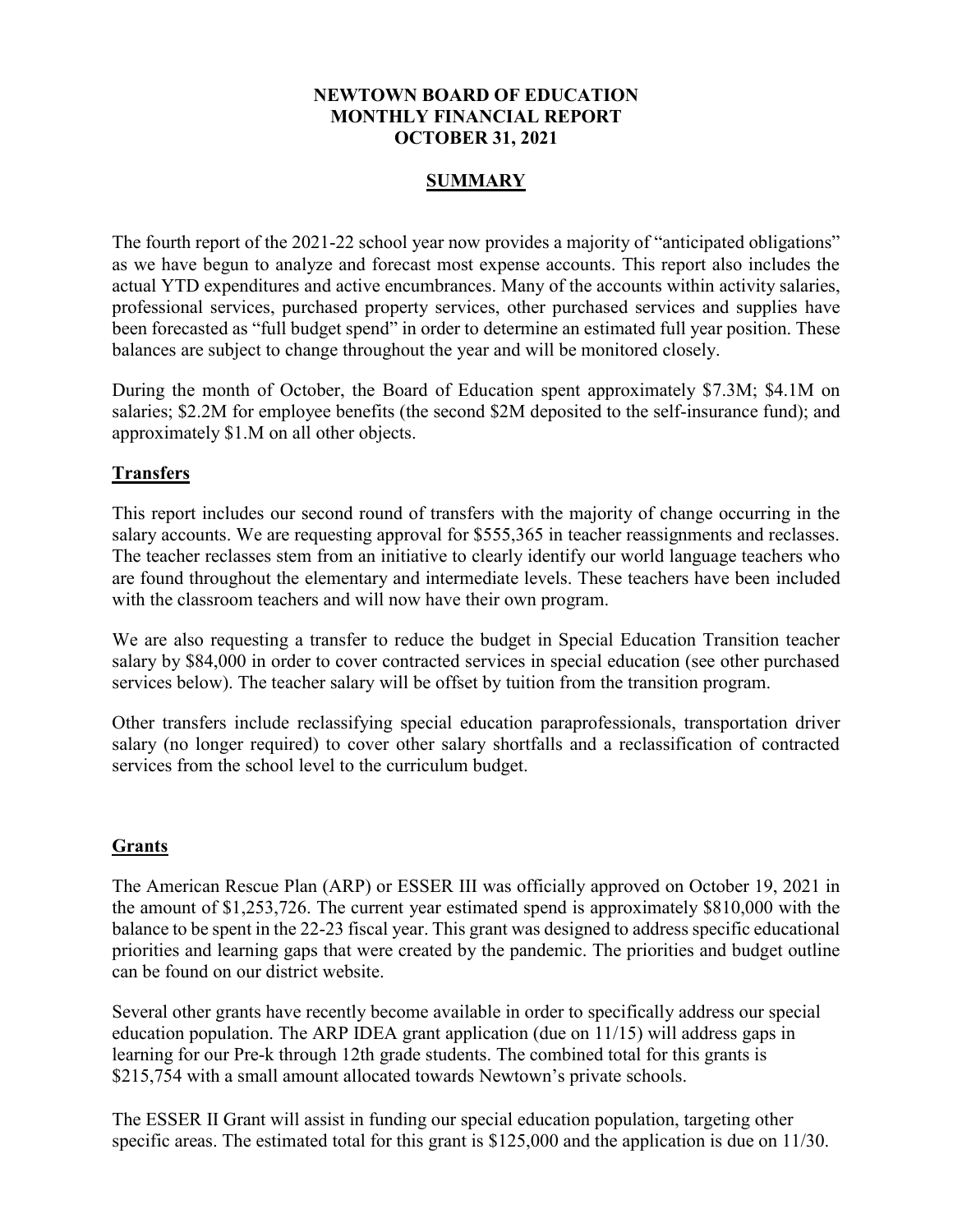# NEWTOWN BOARD OF EDUCATION
# MONTHLY FINANCIAL REPORT
# OCTOBER 31, 2021

## SUMMARY

The fourth report of the 2021-22 school year now provides a majority of "anticipated obligations" as we have begun to analyze and forecast most expense accounts. This report also includes the actual YTD expenditures and active encumbrances. Many of the accounts within activity salaries, professional services, purchased property services, other purchased services and supplies have been forecasted as "full budget spend" in order to determine an estimated full year position. These balances are subject to change throughout the year and will be monitored closely.

During the month of October, the Board of Education spent approximately $7.3M; $4.1M on salaries; $2.2M for employee benefits (the second $2M deposited to the self-insurance fund); and approximately $1.M on all other objects.

## Transfers

This report includes our second round of transfers with the majority of change occurring in the salary accounts. We are requesting approval for $555,365 in teacher reassignments and reclasses. The teacher reclasses stem from an initiative to clearly identify our world language teachers who are found throughout the elementary and intermediate levels. These teachers have been included with the classroom teachers and will now have their own program.

We are also requesting a transfer to reduce the budget in Special Education Transition teacher salary by $84,000 in order to cover contracted services in special education (see other purchased services below). The teacher salary will be offset by tuition from the transition program.

Other transfers include reclassifying special education paraprofessionals, transportation driver salary (no longer required) to cover other salary shortfalls and a reclassification of contracted services from the school level to the curriculum budget.

## Grants

The American Rescue Plan (ARP) or ESSER III was officially approved on October 19, 2021 in the amount of $1,253,726. The current year estimated spend is approximately $810,000 with the balance to be spent in the 22-23 fiscal year. This grant was designed to address specific educational priorities and learning gaps that were created by the pandemic. The priorities and budget outline can be found on our district website.

Several other grants have recently become available in order to specifically address our special education population. The ARP IDEA grant application (due on 11/15) will address gaps in learning for our Pre-k through 12th grade students. The combined total for this grants is $215,754 with a small amount allocated towards Newtown's private schools.

The ESSER II Grant will assist in funding our special education population, targeting other specific areas. The estimated total for this grant is $125,000 and the application is due on 11/30.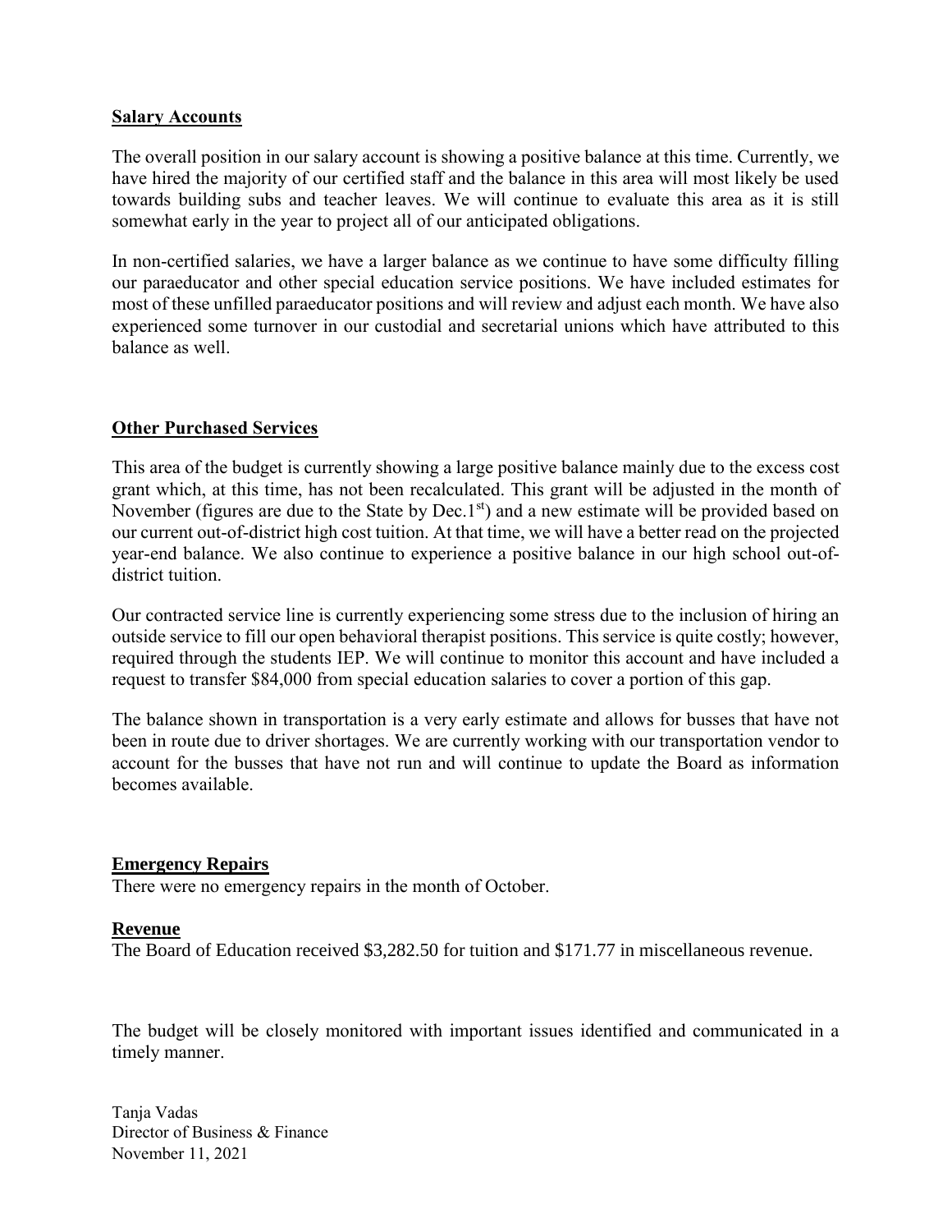## Salary Accounts

The overall position in our salary account is showing a positive balance at this time. Currently, we have hired the majority of our certified staff and the balance in this area will most likely be used towards building subs and teacher leaves. We will continue to evaluate this area as it is still somewhat early in the year to project all of our anticipated obligations.

In non-certified salaries, we have a larger balance as we continue to have some difficulty filling our paraeducator and other special education service positions. We have included estimates for most of these unfilled paraeducator positions and will review and adjust each month. We have also experienced some turnover in our custodial and secretarial unions which have attributed to this balance as well.

## Other Purchased Services

This area of the budget is currently showing a large positive balance mainly due to the excess cost grant which, at this time, has not been recalculated. This grant will be adjusted in the month of November (figures are due to the State by Dec.1st) and a new estimate will be provided based on our current out-of-district high cost tuition. At that time, we will have a better read on the projected year-end balance. We also continue to experience a positive balance in our high school out-of-district tuition.

Our contracted service line is currently experiencing some stress due to the inclusion of hiring an outside service to fill our open behavioral therapist positions. This service is quite costly; however, required through the students IEP. We will continue to monitor this account and have included a request to transfer $84,000 from special education salaries to cover a portion of this gap.

The balance shown in transportation is a very early estimate and allows for busses that have not been in route due to driver shortages. We are currently working with our transportation vendor to account for the busses that have not run and will continue to update the Board as information becomes available.

## Emergency Repairs

There were no emergency repairs in the month of October.

## Revenue

The Board of Education received $3,282.50 for tuition and $171.77 in miscellaneous revenue.

The budget will be closely monitored with important issues identified and communicated in a timely manner.

Tanja Vadas
Director of Business & Finance
November 11, 2021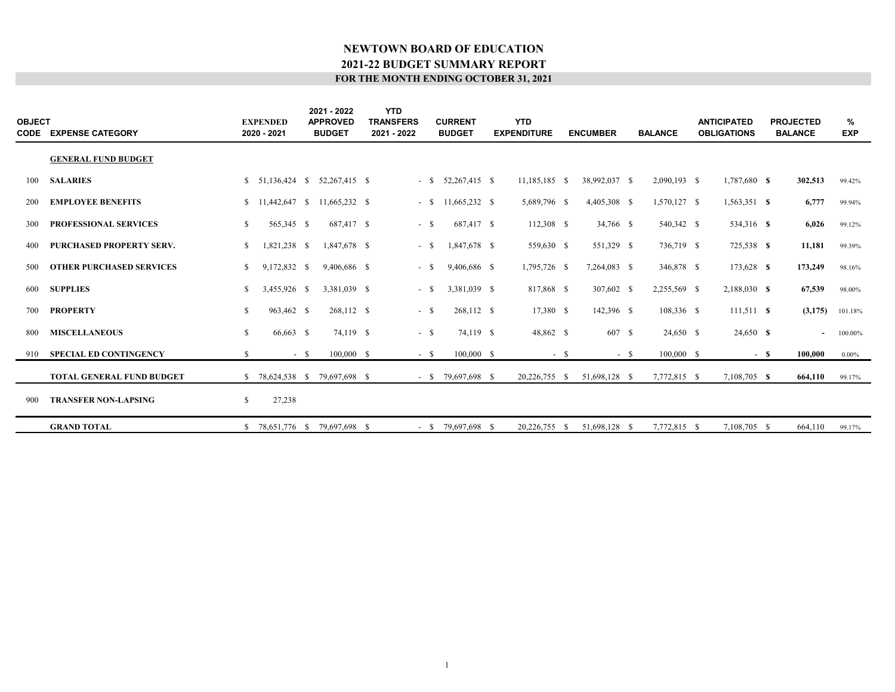# NEWTOWN BOARD OF EDUCATION

## 2021-22 BUDGET SUMMARY REPORT

### FOR THE MONTH ENDING OCTOBER 31, 2021

| OBJECT CODE | EXPENSE CATEGORY | EXPENDED 2020 - 2021 | 2021 - 2022 APPROVED BUDGET | YTD TRANSFERS 2021 - 2022 | CURRENT BUDGET | YTD EXPENDITURE | ENCUMBER | BALANCE | ANTICIPATED OBLIGATIONS | PROJECTED BALANCE | % EXP |
|---|---|---|---|---|---|---|---|---|---|---|---|
| | **GENERAL FUND BUDGET** | | | | | | | | | | |
| 100 | **SALARIES** | $ 51,136,424 | $ 52,267,415 | $ - | $ 52,267,415 | $ 11,185,185 | $ 38,992,037 | $ 2,090,193 | $ 1,787,680 | **$ 302,513** | 99.42% |
| 200 | **EMPLOYEE BENEFITS** | $ 11,442,647 | $ 11,665,232 | $ - | $ 11,665,232 | $ 5,689,796 | $ 4,405,308 | $ 1,570,127 | $ 1,563,351 | **$ 6,777** | 99.94% |
| 300 | **PROFESSIONAL SERVICES** | $ 565,345 | $ 687,417 | $ - | $ 687,417 | $ 112,308 | $ 34,766 | $ 540,342 | $ 534,316 | **$ 6,026** | 99.12% |
| 400 | **PURCHASED PROPERTY SERV.** | $ 1,821,238 | $ 1,847,678 | $ - | $ 1,847,678 | $ 559,630 | $ 551,329 | $ 736,719 | $ 725,538 | **$ 11,181** | 99.39% |
| 500 | **OTHER PURCHASED SERVICES** | $ 9,172,832 | $ 9,406,686 | $ - | $ 9,406,686 | $ 1,795,726 | $ 7,264,083 | $ 346,878 | $ 173,628 | **$ 173,249** | 98.16% |
| 600 | **SUPPLIES** | $ 3,455,926 | $ 3,381,039 | $ - | $ 3,381,039 | $ 817,868 | $ 307,602 | $ 2,255,569 | $ 2,188,030 | **$ 67,539** | 98.00% |
| 700 | **PROPERTY** | $ 963,462 | $ 268,112 | $ - | $ 268,112 | $ 17,380 | $ 142,396 | $ 108,336 | $ 111,511 | **$ (3,175)** | 101.18% |
| 800 | **MISCELLANEOUS** | $ 66,663 | $ 74,119 | $ - | $ 74,119 | $ 48,862 | $ 607 | $ 24,650 | $ 24,650 | **$ -** | 100.00% |
| 910 | **SPECIAL ED CONTINGENCY** | $ - | $ 100,000 | $ - | $ 100,000 | $ - | $ - | $ 100,000 | $ - | **$ 100,000** | 0.00% |
| | **TOTAL GENERAL FUND BUDGET** | $ 78,624,538 | $ 79,697,698 | $ - | $ 79,697,698 | $ 20,226,755 | $ 51,698,128 | $ 7,772,815 | $ 7,108,705 | **$ 664,110** | 99.17% |
| 900 | **TRANSFER NON-LAPSING** | $ 27,238 | | | | | | | | | |
| | **GRAND TOTAL** | $ 78,651,776 | $ 79,697,698 | $ - | $ 79,697,698 | $ 20,226,755 | $ 51,698,128 | $ 7,772,815 | $ 7,108,705 | $ 664,110 | 99.17% |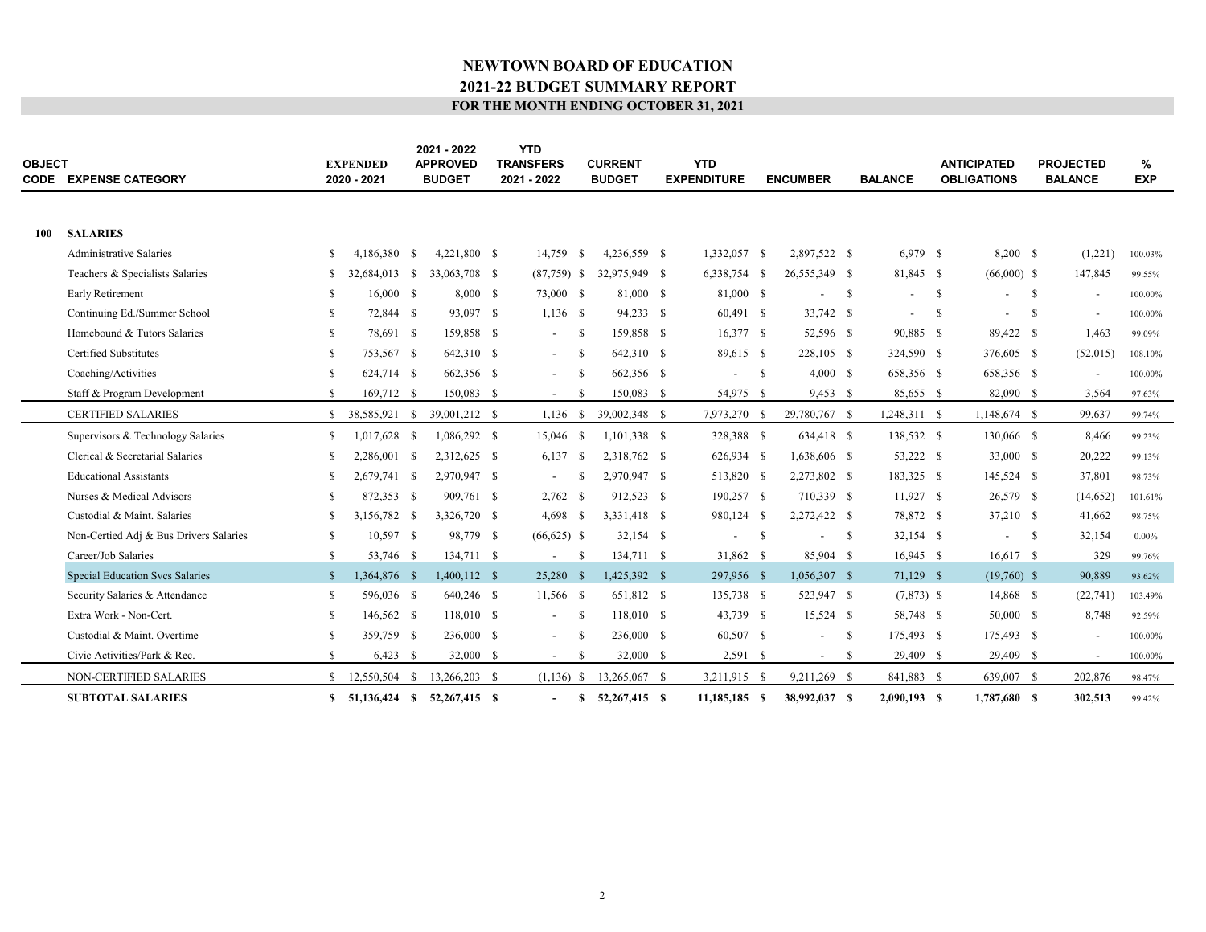# NEWTOWN BOARD OF EDUCATION

## 2021-22 BUDGET SUMMARY REPORT

### FOR THE MONTH ENDING OCTOBER 31, 2021

| OBJECT CODE | EXPENSE CATEGORY | EXPENDED 2020 - 2021 | 2021 - 2022 APPROVED BUDGET | YTD TRANSFERS 2021 - 2022 | CURRENT BUDGET | YTD EXPENDITURE | ENCUMBER | BALANCE | ANTICIPATED OBLIGATIONS | PROJECTED BALANCE | % EXP |
|---|---|---|---|---|---|---|---|---|---|---|---|
| **100** | **SALARIES** | | | | | | | | | | |
| | Administrative Salaries | $ 4,186,380 | $ 4,221,800 | $ 14,759 | $ 4,236,559 | $ 1,332,057 | $ 2,897,522 | $ 6,979 | $ 8,200 | $ (1,221) | 100.03% |
| | Teachers & Specialists Salaries | $ 32,684,013 | $ 33,063,708 | $ (87,759) | $ 32,975,949 | $ 6,338,754 | $ 26,555,349 | $ 81,845 | $ (66,000) | $ 147,845 | 99.55% |
| | Early Retirement | $ 16,000 | $ 8,000 | $ 73,000 | $ 81,000 | $ 81,000 | $ - | $ - | $ - | $ - | 100.00% |
| | Continuing Ed./Summer School | $ 72,844 | $ 93,097 | $ 1,136 | $ 94,233 | $ 60,491 | $ 33,742 | $ - | $ - | $ - | 100.00% |
| | Homebound & Tutors Salaries | $ 78,691 | $ 159,858 | $ - | $ 159,858 | $ 16,377 | $ 52,596 | $ 90,885 | $ 89,422 | $ 1,463 | 99.09% |
| | Certified Substitutes | $ 753,567 | $ 642,310 | $ - | $ 642,310 | $ 89,615 | $ 228,105 | $ 324,590 | $ 376,605 | $ (52,015) | 108.10% |
| | Coaching/Activities | $ 624,714 | $ 662,356 | $ - | $ 662,356 | $ - | $ 4,000 | $ 658,356 | $ 658,356 | $ - | 100.00% |
| | Staff & Program Development | $ 169,712 | $ 150,083 | $ - | $ 150,083 | $ 54,975 | $ 9,453 | $ 85,655 | $ 82,090 | $ 3,564 | 97.63% |
| | CERTIFIED SALARIES | $ 38,585,921 | $ 39,001,212 | $ 1,136 | $ 39,002,348 | $ 7,973,270 | $ 29,780,767 | $ 1,248,311 | $ 1,148,674 | $ 99,637 | 99.74% |
| | Supervisors & Technology Salaries | $ 1,017,628 | $ 1,086,292 | $ 15,046 | $ 1,101,338 | $ 328,388 | $ 634,418 | $ 138,532 | $ 130,066 | $ 8,466 | 99.23% |
| | Clerical & Secretarial Salaries | $ 2,286,001 | $ 2,312,625 | $ 6,137 | $ 2,318,762 | $ 626,934 | $ 1,638,606 | $ 53,222 | $ 33,000 | $ 20,222 | 99.13% |
| | Educational Assistants | $ 2,679,741 | $ 2,970,947 | $ - | $ 2,970,947 | $ 513,820 | $ 2,273,802 | $ 183,325 | $ 145,524 | $ 37,801 | 98.73% |
| | Nurses & Medical Advisors | $ 872,353 | $ 909,761 | $ 2,762 | $ 912,523 | $ 190,257 | $ 710,339 | $ 11,927 | $ 26,579 | $ (14,652) | 101.61% |
| | Custodial & Maint. Salaries | $ 3,156,782 | $ 3,326,720 | $ 4,698 | $ 3,331,418 | $ 980,124 | $ 2,272,422 | $ 78,872 | $ 37,210 | $ 41,662 | 98.75% |
| | Non-Certied Adj & Bus Drivers Salaries | $ 10,597 | $ 98,779 | $ (66,625) | $ 32,154 | $ - | $ - | $ 32,154 | $ - | $ 32,154 | 0.00% |
| | Career/Job Salaries | $ 53,746 | $ 134,711 | $ - | $ 134,711 | $ 31,862 | $ 85,904 | $ 16,945 | $ 16,617 | $ 329 | 99.76% |
| | Special Education Svcs Salaries | $ 1,364,876 | $ 1,400,112 | $ 25,280 | $ 1,425,392 | $ 297,956 | $ 1,056,307 | $ 71,129 | $ (19,760) | $ 90,889 | 93.62% |
| | Security Salaries & Attendance | $ 596,036 | $ 640,246 | $ 11,566 | $ 651,812 | $ 135,738 | $ 523,947 | $ (7,873) | $ 14,868 | $ (22,741) | 103.49% |
| | Extra Work - Non-Cert. | $ 146,562 | $ 118,010 | $ - | $ 118,010 | $ 43,739 | $ 15,524 | $ 58,748 | $ 50,000 | $ 8,748 | 92.59% |
| | Custodial & Maint. Overtime | $ 359,759 | $ 236,000 | $ - | $ 236,000 | $ 60,507 | $ - | $ 175,493 | $ 175,493 | $ - | 100.00% |
| | Civic Activities/Park & Rec. | $ 6,423 | $ 32,000 | $ - | $ 32,000 | $ 2,591 | $ - | $ 29,409 | $ 29,409 | $ - | 100.00% |
| | NON-CERTIFIED SALARIES | $ 12,550,504 | $ 13,266,203 | $ (1,136) | $ 13,265,067 | $ 3,211,915 | $ 9,211,269 | $ 841,883 | $ 639,007 | $ 202,876 | 98.47% |
| | **SUBTOTAL SALARIES** | **$ 51,136,424** | **$ 52,267,415** | **$ -** | **$ 52,267,415** | **$ 11,185,185** | **$ 38,992,037** | **$ 2,090,193** | **$ 1,787,680** | **$ 302,513** | 99.42% |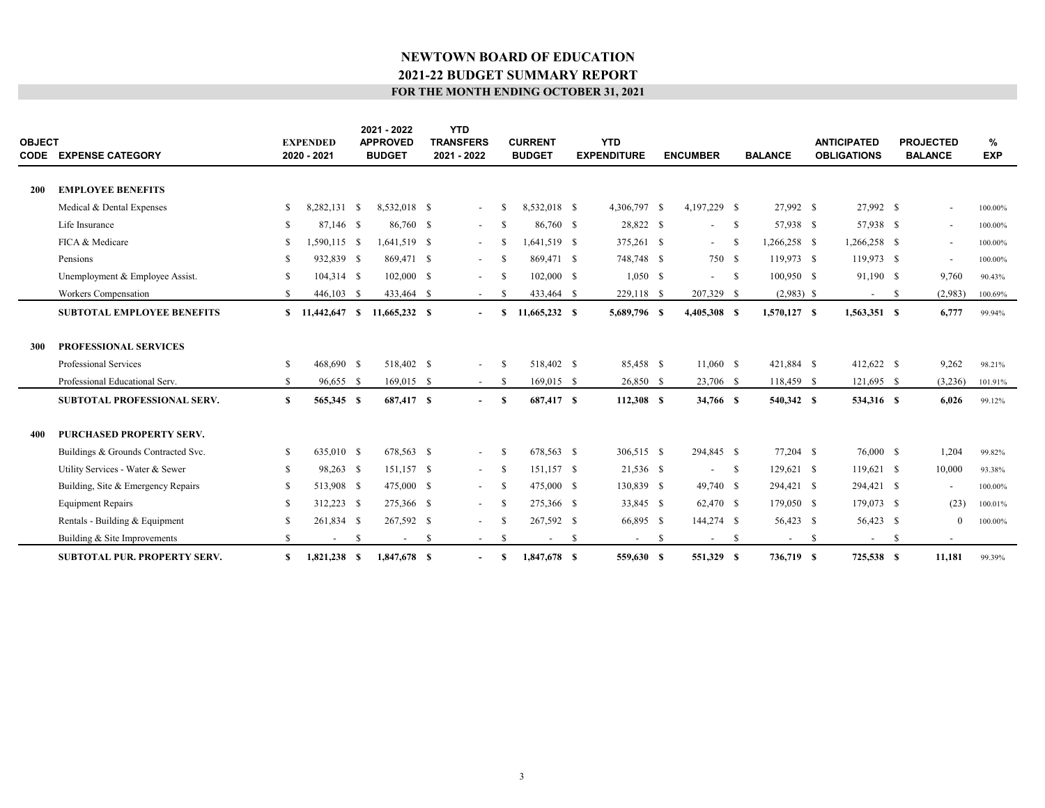# NEWTOWN BOARD OF EDUCATION

## 2021-22 BUDGET SUMMARY REPORT

### FOR THE MONTH ENDING OCTOBER 31, 2021

| OBJECT CODE | EXPENSE CATEGORY | EXPENDED 2020 - 2021 | 2021 - 2022 APPROVED BUDGET | YTD TRANSFERS 2021 - 2022 | CURRENT BUDGET | YTD EXPENDITURE | ENCUMBER | BALANCE | ANTICIPATED OBLIGATIONS | PROJECTED BALANCE | % EXP |
|---|---|---|---|---|---|---|---|---|---|---|---|
| **200** | **EMPLOYEE BENEFITS** | | | | | | | | | | |
| | Medical & Dental Expenses | $ 8,282,131 | $ 8,532,018 | $ - | $ 8,532,018 | $ 4,306,797 | $ 4,197,229 | $ 27,992 | $ 27,992 | $ - | 100.00% |
| | Life Insurance | $ 87,146 | $ 86,760 | $ - | $ 86,760 | $ 28,822 | $ - | $ 57,938 | $ 57,938 | $ - | 100.00% |
| | FICA & Medicare | $ 1,590,115 | $ 1,641,519 | $ - | $ 1,641,519 | $ 375,261 | $ - | $ 1,266,258 | $ 1,266,258 | $ - | 100.00% |
| | Pensions | $ 932,839 | $ 869,471 | $ - | $ 869,471 | $ 748,748 | $ 750 | $ 119,973 | $ 119,973 | $ - | 100.00% |
| | Unemployment & Employee Assist. | $ 104,314 | $ 102,000 | $ - | $ 102,000 | $ 1,050 | $ - | $ 100,950 | $ 91,190 | $ 9,760 | 90.43% |
| | Workers Compensation | $ 446,103 | $ 433,464 | $ - | $ 433,464 | $ 229,118 | $ 207,329 | $ (2,983) | $ - | $ (2,983) | 100.69% |
| | **SUBTOTAL EMPLOYEE BENEFITS** | **$ 11,442,647** | **$ 11,665,232** | **$ -** | **$ 11,665,232** | **$ 5,689,796** | **$ 4,405,308** | **$ 1,570,127** | **$ 1,563,351** | **$ 6,777** | 99.94% |
| **300** | **PROFESSIONAL SERVICES** | | | | | | | | | | |
| | Professional Services | $ 468,690 | $ 518,402 | $ - | $ 518,402 | $ 85,458 | $ 11,060 | $ 421,884 | $ 412,622 | $ 9,262 | 98.21% |
| | Professional Educational Serv. | $ 96,655 | $ 169,015 | $ - | $ 169,015 | $ 26,850 | $ 23,706 | $ 118,459 | $ 121,695 | $ (3,236) | 101.91% |
| | **SUBTOTAL PROFESSIONAL SERV.** | **$ 565,345** | **$ 687,417** | **$ -** | **$ 687,417** | **$ 112,308** | **$ 34,766** | **$ 540,342** | **$ 534,316** | **$ 6,026** | 99.12% |
| **400** | **PURCHASED PROPERTY SERV.** | | | | | | | | | | |
| | Buildings & Grounds Contracted Svc. | $ 635,010 | $ 678,563 | $ - | $ 678,563 | $ 306,515 | $ 294,845 | $ 77,204 | $ 76,000 | $ 1,204 | 99.82% |
| | Utility Services - Water & Sewer | $ 98,263 | $ 151,157 | $ - | $ 151,157 | $ 21,536 | $ - | $ 129,621 | $ 119,621 | $ 10,000 | 93.38% |
| | Building, Site & Emergency Repairs | $ 513,908 | $ 475,000 | $ - | $ 475,000 | $ 130,839 | $ 49,740 | $ 294,421 | $ 294,421 | $ - | 100.00% |
| | Equipment Repairs | $ 312,223 | $ 275,366 | $ - | $ 275,366 | $ 33,845 | $ 62,470 | $ 179,050 | $ 179,073 | $ (23) | 100.01% |
| | Rentals - Building & Equipment | $ 261,834 | $ 267,592 | $ - | $ 267,592 | $ 66,895 | $ 144,274 | $ 56,423 | $ 56,423 | $ 0 | 100.00% |
| | Building & Site Improvements | $ - | $ - | $ - | $ - | $ - | $ - | $ - | $ - | $ - | |
| | **SUBTOTAL PUR. PROPERTY SERV.** | **$ 1,821,238** | **$ 1,847,678** | **$ -** | **$ 1,847,678** | **$ 559,630** | **$ 551,329** | **$ 736,719** | **$ 725,538** | **$ 11,181** | 99.39% |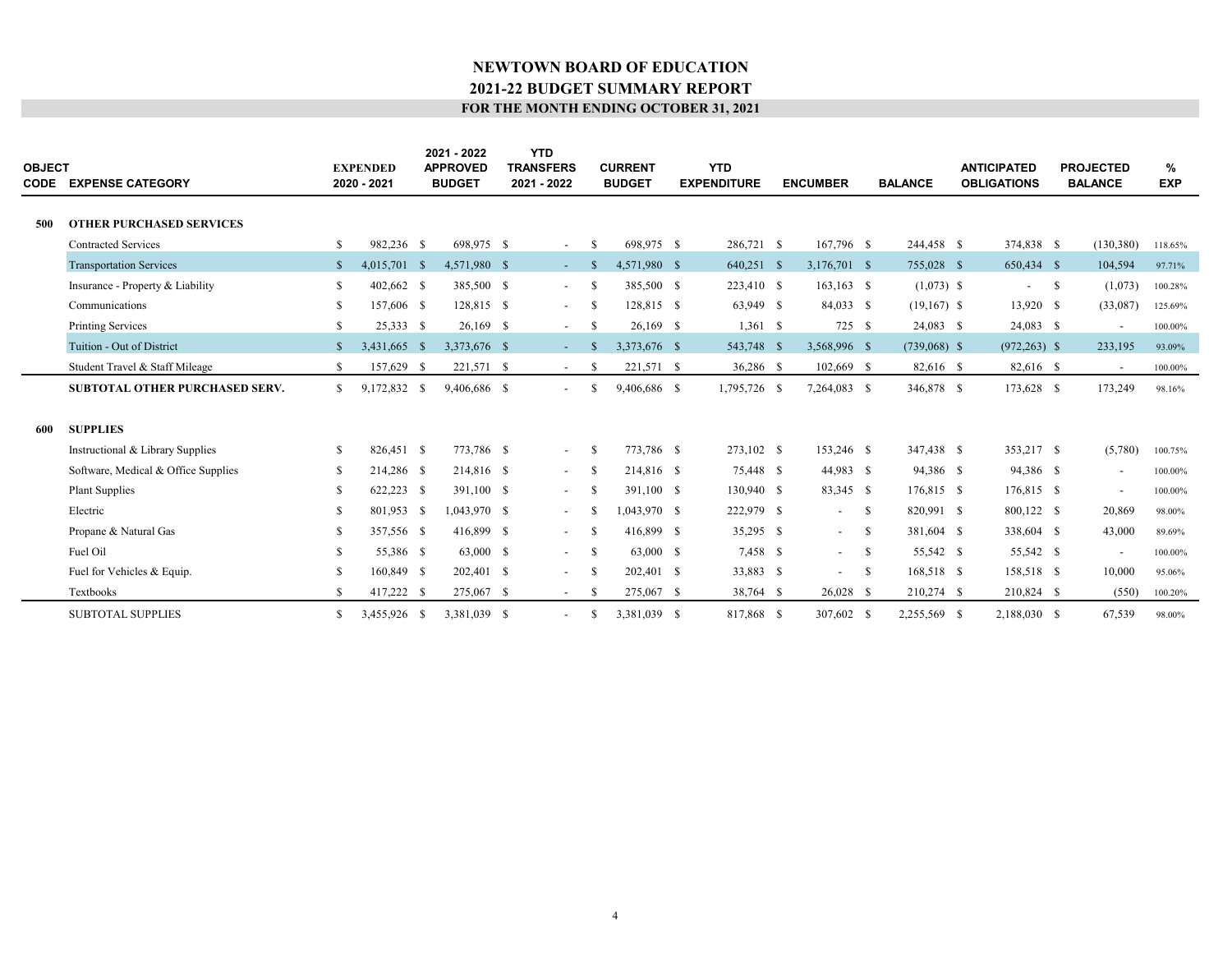# NEWTOWN BOARD OF EDUCATION
## 2021-22 BUDGET SUMMARY REPORT
### FOR THE MONTH ENDING OCTOBER 31, 2021

| OBJECT CODE | EXPENSE CATEGORY | EXPENDED 2020 - 2021 | 2021 - 2022 APPROVED BUDGET | YTD TRANSFERS 2021 - 2022 | CURRENT BUDGET | YTD EXPENDITURE | ENCUMBER | BALANCE | ANTICIPATED OBLIGATIONS | PROJECTED BALANCE | % EXP |
|---|---|---|---|---|---|---|---|---|---|---|---|
| **500** | **OTHER PURCHASED SERVICES** | | | | | | | | | | |
| | Contracted Services | $ 982,236 | $ 698,975 | $ - | $ 698,975 | $ 286,721 | $ 167,796 | $ 244,458 | $ 374,838 | $ (130,380) | 118.65% |
| | Transportation Services | $ 4,015,701 | $ 4,571,980 | $ - | $ 4,571,980 | $ 640,251 | $ 3,176,701 | $ 755,028 | $ 650,434 | $ 104,594 | 97.71% |
| | Insurance - Property & Liability | $ 402,662 | $ 385,500 | $ - | $ 385,500 | $ 223,410 | $ 163,163 | $ (1,073) | $ - | $ (1,073) | 100.28% |
| | Communications | $ 157,606 | $ 128,815 | $ - | $ 128,815 | $ 63,949 | $ 84,033 | $ (19,167) | $ 13,920 | $ (33,087) | 125.69% |
| | Printing Services | $ 25,333 | $ 26,169 | $ - | $ 26,169 | $ 1,361 | $ 725 | $ 24,083 | $ 24,083 | $ - | 100.00% |
| | Tuition - Out of District | $ 3,431,665 | $ 3,373,676 | $ - | $ 3,373,676 | $ 543,748 | $ 3,568,996 | $ (739,068) | $ (972,263) | $ 233,195 | 93.09% |
| | Student Travel & Staff Mileage | $ 157,629 | $ 221,571 | $ - | $ 221,571 | $ 36,286 | $ 102,669 | $ 82,616 | $ 82,616 | $ - | 100.00% |
| | **SUBTOTAL OTHER PURCHASED SERV.** | $ 9,172,832 | $ 9,406,686 | $ - | $ 9,406,686 | $ 1,795,726 | $ 7,264,083 | $ 346,878 | $ 173,628 | $ 173,249 | 98.16% |
| **600** | **SUPPLIES** | | | | | | | | | | |
| | Instructional & Library Supplies | $ 826,451 | $ 773,786 | $ - | $ 773,786 | $ 273,102 | $ 153,246 | $ 347,438 | $ 353,217 | $ (5,780) | 100.75% |
| | Software, Medical & Office Supplies | $ 214,286 | $ 214,816 | $ - | $ 214,816 | $ 75,448 | $ 44,983 | $ 94,386 | $ 94,386 | $ - | 100.00% |
| | Plant Supplies | $ 622,223 | $ 391,100 | $ - | $ 391,100 | $ 130,940 | $ 83,345 | $ 176,815 | $ 176,815 | $ - | 100.00% |
| | Electric | $ 801,953 | $ 1,043,970 | $ - | $ 1,043,970 | $ 222,979 | $ - | $ 820,991 | $ 800,122 | $ 20,869 | 98.00% |
| | Propane & Natural Gas | $ 357,556 | $ 416,899 | $ - | $ 416,899 | $ 35,295 | $ - | $ 381,604 | $ 338,604 | $ 43,000 | 89.69% |
| | Fuel Oil | $ 55,386 | $ 63,000 | $ - | $ 63,000 | $ 7,458 | $ - | $ 55,542 | $ 55,542 | $ - | 100.00% |
| | Fuel for Vehicles & Equip. | $ 160,849 | $ 202,401 | $ - | $ 202,401 | $ 33,883 | $ - | $ 168,518 | $ 158,518 | $ 10,000 | 95.06% |
| | Textbooks | $ 417,222 | $ 275,067 | $ - | $ 275,067 | $ 38,764 | $ 26,028 | $ 210,274 | $ 210,824 | $ (550) | 100.20% |
| | SUBTOTAL SUPPLIES | $ 3,455,926 | $ 3,381,039 | $ - | $ 3,381,039 | $ 817,868 | $ 307,602 | $ 2,255,569 | $ 2,188,030 | $ 67,539 | 98.00% |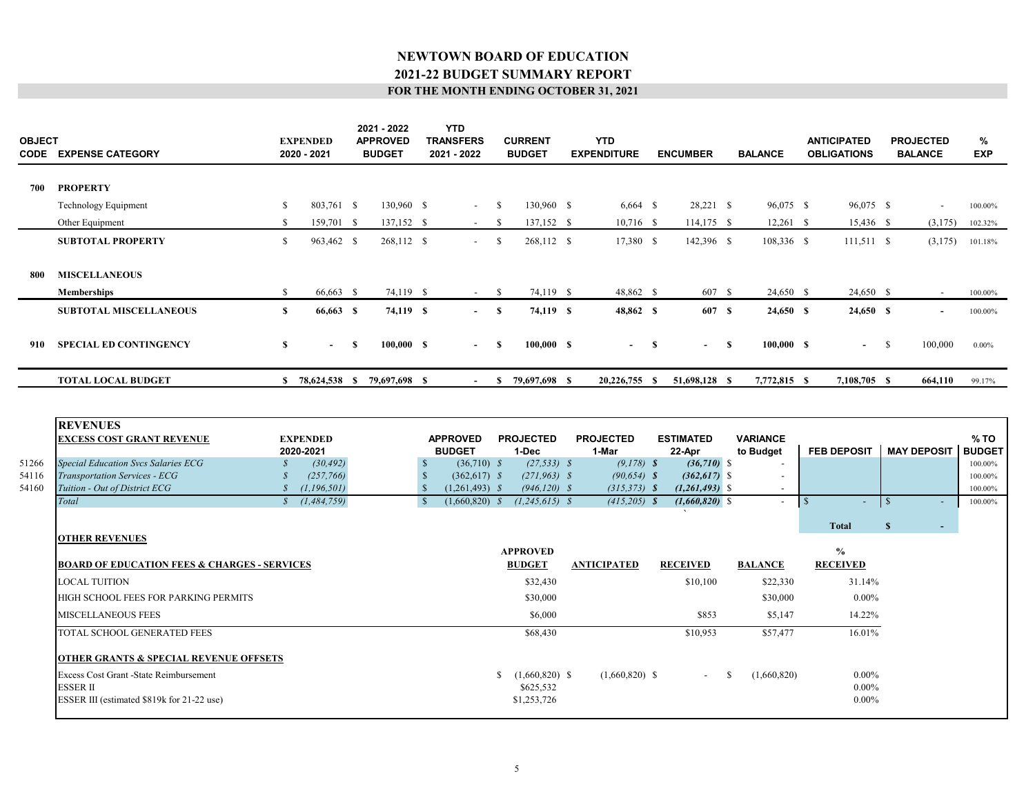# NEWTOWN BOARD OF EDUCATION

## 2021-22 BUDGET SUMMARY REPORT

### FOR THE MONTH ENDING OCTOBER 31, 2021

| OBJECT CODE | EXPENSE CATEGORY | EXPENDED 2020 - 2021 | 2021 - 2022 APPROVED BUDGET | YTD TRANSFERS 2021 - 2022 | CURRENT BUDGET | YTD EXPENDITURE | ENCUMBER | BALANCE | ANTICIPATED OBLIGATIONS | PROJECTED BALANCE | % EXP |
|---|---|---|---|---|---|---|---|---|---|---|---|
| 700 | PROPERTY | | | | | | | | | | |
| | Technology Equipment | $ 803,761 | $ 130,960 | $ - | $ 130,960 | $ 6,664 | $ 28,221 | $ 96,075 | $ 96,075 | $ - | 100.00% |
| | Other Equipment | $ 159,701 | $ 137,152 | $ - | $ 137,152 | $ 10,716 | $ 114,175 | $ 12,261 | $ 15,436 | $ (3,175) | 102.32% |
| | **SUBTOTAL PROPERTY** | $ 963,462 | $ 268,112 | $ - | $ 268,112 | $ 17,380 | $ 142,396 | $ 108,336 | $ 111,511 | $ (3,175) | 101.18% |
| 800 | MISCELLANEOUS | | | | | | | | | | |
| | **Memberships** | $ 66,663 | $ 74,119 | $ - | $ 74,119 | $ 48,862 | $ 607 | $ 24,650 | $ 24,650 | $ - | 100.00% |
| | **SUBTOTAL MISCELLANEOUS** | **$ 66,663** | **$ 74,119** | **$ -** | **$ 74,119** | **$ 48,862** | **$ 607** | **$ 24,650** | **$ 24,650** | **$ -** | 100.00% |
| 910 | **SPECIAL ED CONTINGENCY** | **$ -** | **$ 100,000** | **$ -** | **$ 100,000** | **$ -** | **$ -** | **$ 100,000** | **$ -** | $ 100,000 | 0.00% |
| | **TOTAL LOCAL BUDGET** | **$ 78,624,538** | **$ 79,697,698** | **$ -** | **$ 79,697,698** | **$ 20,226,755** | **$ 51,698,128** | **$ 7,772,815** | **$ 7,108,705** | **$ 664,110** | 99.17% |

## REVENUES

| | EXCESS COST GRANT REVENUE | EXPENDED 2020-2021 | APPROVED BUDGET | PROJECTED 1-Dec | PROJECTED 1-Mar | ESTIMATED 22-Apr | VARIANCE to Budget | FEB DEPOSIT | MAY DEPOSIT | % TO BUDGET |
|---|---|---|---|---|---|---|---|---|---|---|
| 51266 | *Special Education Svcs Salaries ECG* | *$ (30,492)* | $ (36,710) | *$ (27,533)* | *$ (9,178)* | ***$ (36,710)*** | $ - | | | 100.00% |
| 54116 | *Transportation Services - ECG* | *$ (257,766)* | $ (362,617) | *$ (271,963)* | *$ (90,654)* | ***$ (362,617)*** | $ - | | | 100.00% |
| 54160 | *Tuition - Out of District ECG* | *$ (1,196,501)* | $ (1,261,493) | *$ (946,120)* | *$ (315,373)* | ***$ (1,261,493)*** | $ - | | | 100.00% |
| | *Total* | *$ (1,484,759)* | $ (1,660,820) | *$ (1,245,615)* | *$ (415,205)* | ***$ (1,660,820)*** | $ - | $ - | $ - | 100.00% |
| | | | | | | | | **Total** | **$ -** | |

### OTHER REVENUES

| BOARD OF EDUCATION FEES & CHARGES - SERVICES | APPROVED BUDGET | ANTICIPATED | RECEIVED | BALANCE | % RECEIVED |
|---|---|---|---|---|---|
| LOCAL TUITION | $32,430 | | $10,100 | $22,330 | 31.14% |
| HIGH SCHOOL FEES FOR PARKING PERMITS | $30,000 | | | $30,000 | 0.00% |
| MISCELLANEOUS FEES | $6,000 | | $853 | $5,147 | 14.22% |
| TOTAL SCHOOL GENERATED FEES | $68,430 | | $10,953 | $57,477 | 16.01% |
| **OTHER GRANTS & SPECIAL REVENUE OFFSETS** | | | | | |
| Excess Cost Grant -State Reimbursement | $ (1,660,820) | $ (1,660,820) | $ - | $ (1,660,820) | 0.00% |
| ESSER II | $625,532 | | | | 0.00% |
| ESSER III (estimated $819k for 21-22 use) | $1,253,726 | | | | 0.00% |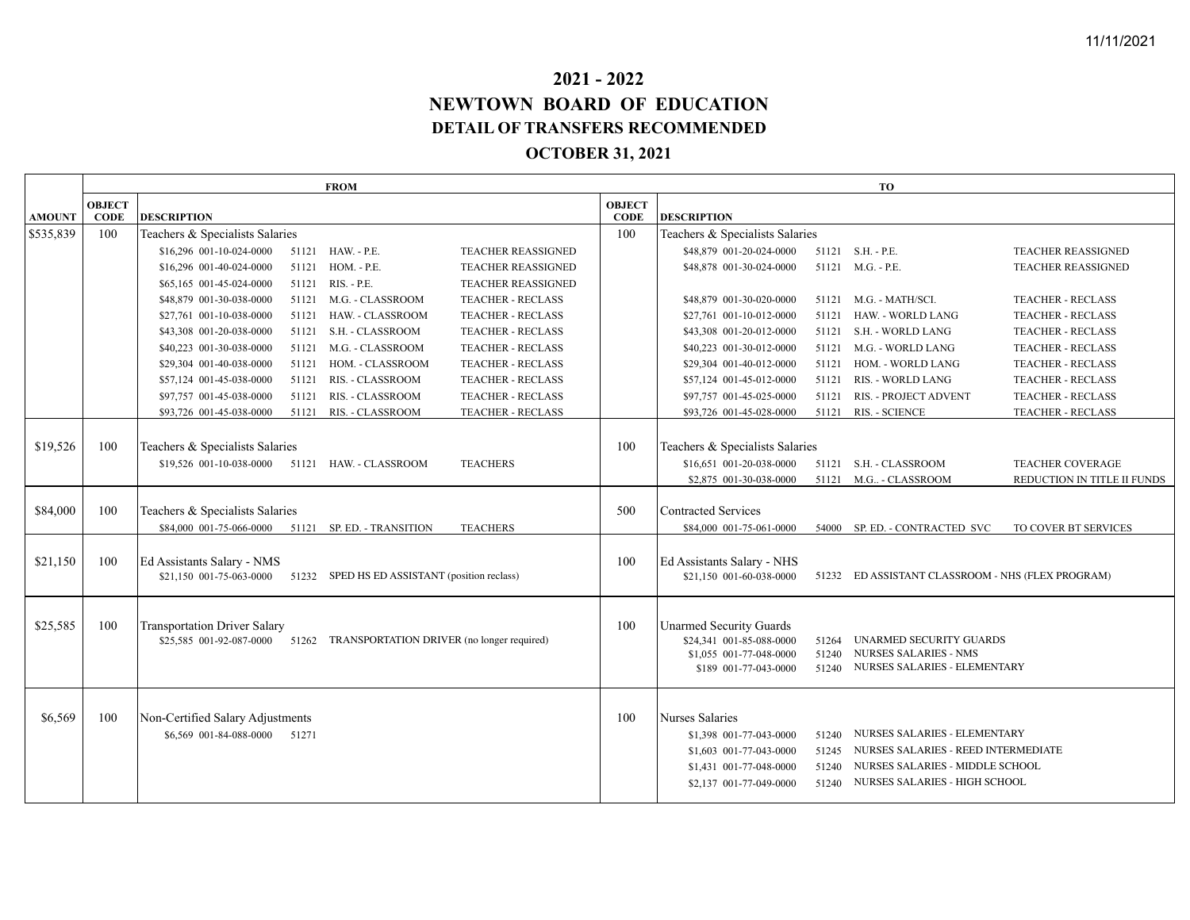# 2021 - 2022

# NEWTOWN BOARD OF EDUCATION

## DETAIL OF TRANSFERS RECOMMENDED

## OCTOBER 31, 2021

| | FROM | | TO | |
|---|---|---|---|---|
| **AMOUNT** | **OBJECT CODE** | **DESCRIPTION** | **OBJECT CODE** | **DESCRIPTION** |
| $535,839 | 100 | Teachers & Specialists Salaries | 100 | Teachers & Specialists Salaries |
| | | $16,296 001-10-024-0000 51121 HAW. - P.E. TEACHER REASSIGNED | | $48,879 001-20-024-0000 51121 S.H. - P.E. TEACHER REASSIGNED |
| | | $16,296 001-40-024-0000 51121 HOM. - P.E. TEACHER REASSIGNED | | $48,878 001-30-024-0000 51121 M.G. - P.E. TEACHER REASSIGNED |
| | | $65,165 001-45-024-0000 51121 RIS. - P.E. TEACHER REASSIGNED | | |
| | | $48,879 001-30-038-0000 51121 M.G. - CLASSROOM TEACHER - RECLASS | | $48,879 001-30-020-0000 51121 M.G. - MATH/SCI. TEACHER - RECLASS |
| | | $27,761 001-10-038-0000 51121 HAW. - CLASSROOM TEACHER - RECLASS | | $27,761 001-10-012-0000 51121 HAW. - WORLD LANG TEACHER - RECLASS |
| | | $43,308 001-20-038-0000 51121 S.H. - CLASSROOM TEACHER - RECLASS | | $43,308 001-20-012-0000 51121 S.H. - WORLD LANG TEACHER - RECLASS |
| | | $40,223 001-30-038-0000 51121 M.G. - CLASSROOM TEACHER - RECLASS | | $40,223 001-30-012-0000 51121 M.G. - WORLD LANG TEACHER - RECLASS |
| | | $29,304 001-40-038-0000 51121 HOM. - CLASSROOM TEACHER - RECLASS | | $29,304 001-40-012-0000 51121 HOM. - WORLD LANG TEACHER - RECLASS |
| | | $57,124 001-45-038-0000 51121 RIS. - CLASSROOM TEACHER - RECLASS | | $57,124 001-45-012-0000 51121 RIS. - WORLD LANG TEACHER - RECLASS |
| | | $97,757 001-45-038-0000 51121 RIS. - CLASSROOM TEACHER - RECLASS | | $97,757 001-45-025-0000 51121 RIS. - PROJECT ADVENT TEACHER - RECLASS |
| | | $93,726 001-45-038-0000 51121 RIS. - CLASSROOM TEACHER - RECLASS | | $93,726 001-45-028-0000 51121 RIS. - SCIENCE TEACHER - RECLASS |
| $19,526 | 100 | Teachers & Specialists Salaries | 100 | Teachers & Specialists Salaries |
| | | $19,526 001-10-038-0000 51121 HAW. - CLASSROOM TEACHERS | | $16,651 001-20-038-0000 51121 S.H. - CLASSROOM TEACHER COVERAGE |
| | | | | $2,875 001-30-038-0000 51121 M.G.. - CLASSROOM REDUCTION IN TITLE II FUNDS |
| $84,000 | 100 | Teachers & Specialists Salaries | 500 | Contracted Services |
| | | $84,000 001-75-066-0000 51121 SP. ED. - TRANSITION TEACHERS | | $84,000 001-75-061-0000 54000 SP. ED. - CONTRACTED SVC TO COVER BT SERVICES |
| $21,150 | 100 | Ed Assistants Salary - NMS | 100 | Ed Assistants Salary - NHS |
| | | $21,150 001-75-063-0000 51232 SPED HS ED ASSISTANT (position reclass) | | $21,150 001-60-038-0000 51232 ED ASSISTANT CLASSROOM - NHS (FLEX PROGRAM) |
| $25,585 | 100 | Transportation Driver Salary | 100 | Unarmed Security Guards |
| | | $25,585 001-92-087-0000 51262 TRANSPORTATION DRIVER (no longer required) | | $24,341 001-85-088-0000 51264 UNARMED SECURITY GUARDS |
| | | | | $1,055 001-77-048-0000 51240 NURSES SALARIES - NMS |
| | | | | $189 001-77-043-0000 51240 NURSES SALARIES - ELEMENTARY |
| $6,569 | 100 | Non-Certified Salary Adjustments | 100 | Nurses Salaries |
| | | $6,569 001-84-088-0000 51271 | | $1,398 001-77-043-0000 51240 NURSES SALARIES - ELEMENTARY |
| | | | | $1,603 001-77-043-0000 51245 NURSES SALARIES - REED INTERMEDIATE |
| | | | | $1,431 001-77-048-0000 51240 NURSES SALARIES - MIDDLE SCHOOL |
| | | | | $2,137 001-77-049-0000 51240 NURSES SALARIES - HIGH SCHOOL |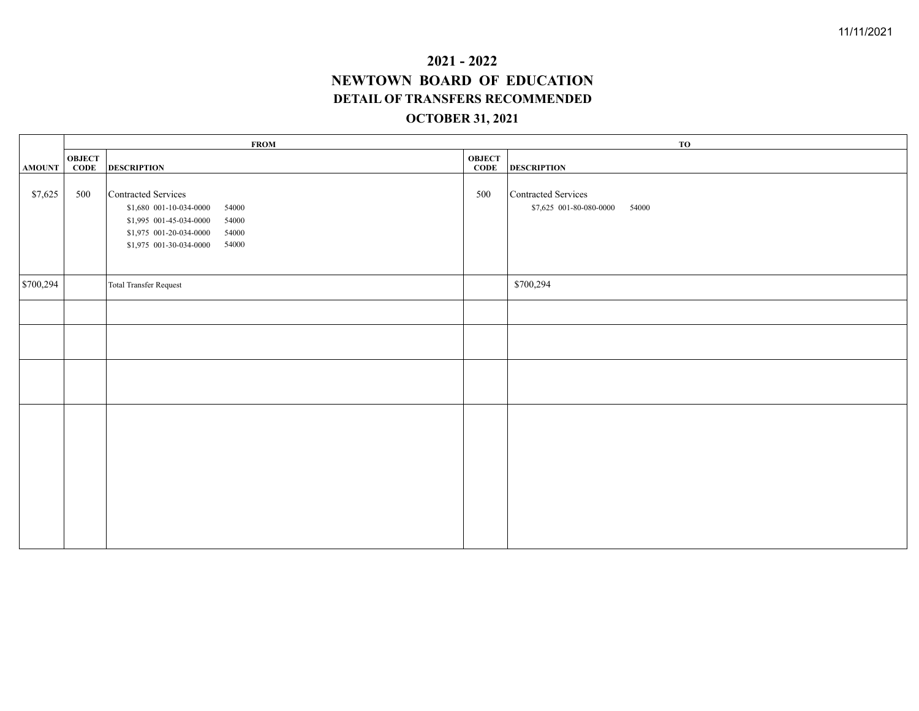# 2021 - 2022

# NEWTOWN BOARD OF EDUCATION

## DETAIL OF TRANSFERS RECOMMENDED

## OCTOBER 31, 2021

| | FROM | | TO | |
|---|---|---|---|---|
| AMOUNT | OBJECT CODE | DESCRIPTION | OBJECT CODE | DESCRIPTION |
| $7,625 | 500 | Contracted Services<br>$1,680 001-10-034-0000 54000<br>$1,995 001-45-034-0000 54000<br>$1,975 001-20-034-0000 54000<br>$1,975 001-30-034-0000 54000 | 500 | Contracted Services<br>$7,625 001-80-080-0000 54000 |
| $700,294 | | Total Transfer Request | | $700,294 |
| | | | | |
| | | | | |
| | | | | |
| | | | | |